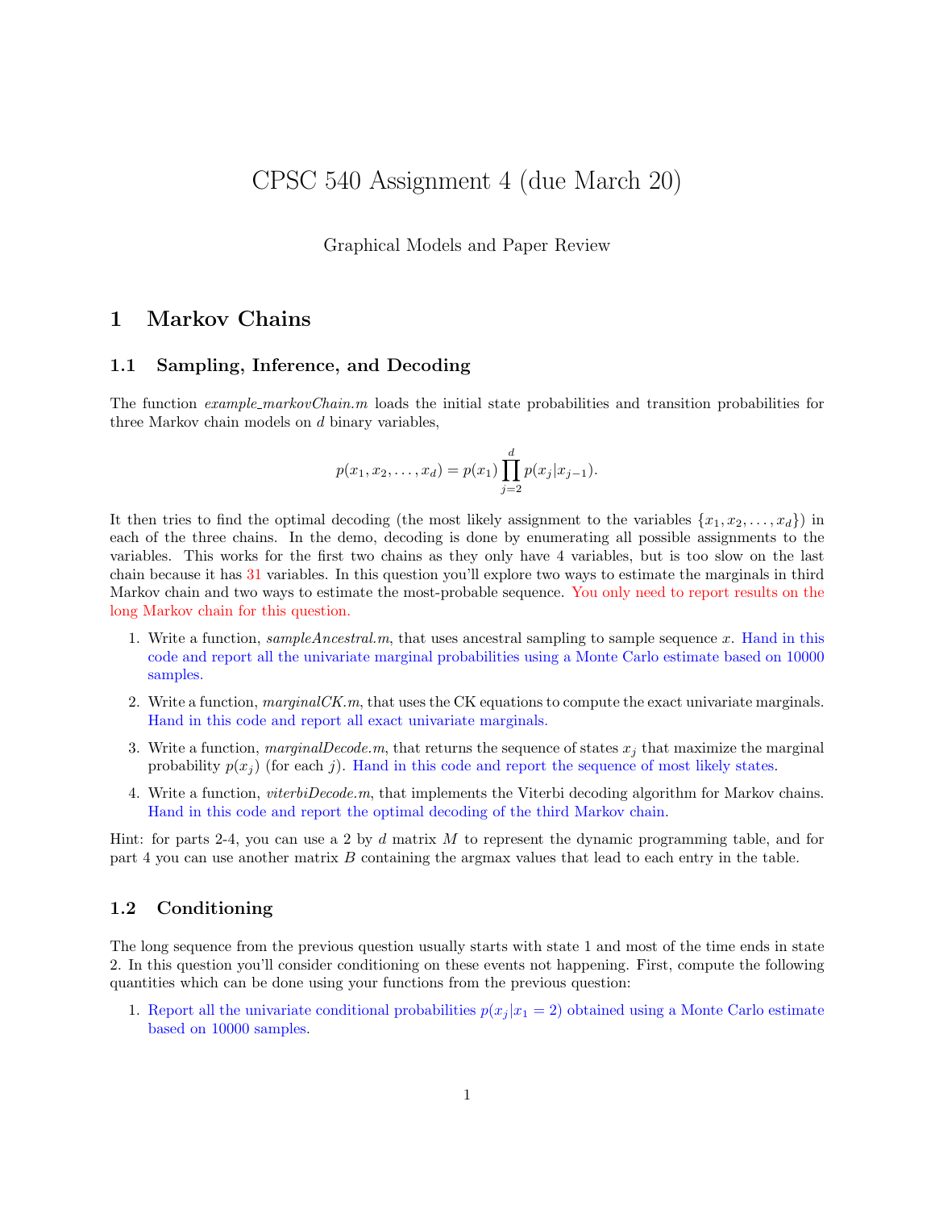# CPSC 540 Assignment 4 (due March 20)

Graphical Models and Paper Review

## 1 Markov Chains

### 1.1 Sampling, Inference, and Decoding

The function *example_markovChain.m* loads the initial state probabilities and transition probabilities for three Markov chain models on $d$ binary variables,

$$p(x_1, x_2, \dots, x_d) = p(x_1) \prod_{j=2}^{d} p(x_j | x_{j-1}).$$

It then tries to find the optimal decoding (the most likely assignment to the variables $\{x_1, x_2, \dots, x_d\}$) in each of the three chains. In the demo, decoding is done by enumerating all possible assignments to the variables. This works for the first two chains as they only have 4 variables, but is too slow on the last chain because it has 31 variables. In this question you'll explore two ways to estimate the marginals in third Markov chain and two ways to estimate the most-probable sequence. You only need to report results on the long Markov chain for this question.

1. Write a function, *sampleAncestral.m*, that uses ancestral sampling to sample sequence $x$. Hand in this code and report all the univariate marginal probabilities using a Monte Carlo estimate based on 10000 samples.
2. Write a function, *marginalCK.m*, that uses the CK equations to compute the exact univariate marginals. Hand in this code and report all exact univariate marginals.
3. Write a function, *marginalDecode.m*, that returns the sequence of states $x_j$ that maximize the marginal probability $p(x_j)$ (for each $j$). Hand in this code and report the sequence of most likely states.
4. Write a function, *viterbiDecode.m*, that implements the Viterbi decoding algorithm for Markov chains. Hand in this code and report the optimal decoding of the third Markov chain.

Hint: for parts 2-4, you can use a 2 by $d$ matrix $M$ to represent the dynamic programming table, and for part 4 you can use another matrix $B$ containing the argmax values that lead to each entry in the table.

### 1.2 Conditioning

The long sequence from the previous question usually starts with state 1 and most of the time ends in state 2. In this question you'll consider conditioning on these events not happening. First, compute the following quantities which can be done using your functions from the previous question:

1. Report all the univariate conditional probabilities $p(x_j | x_1 = 2)$ obtained using a Monte Carlo estimate based on 10000 samples.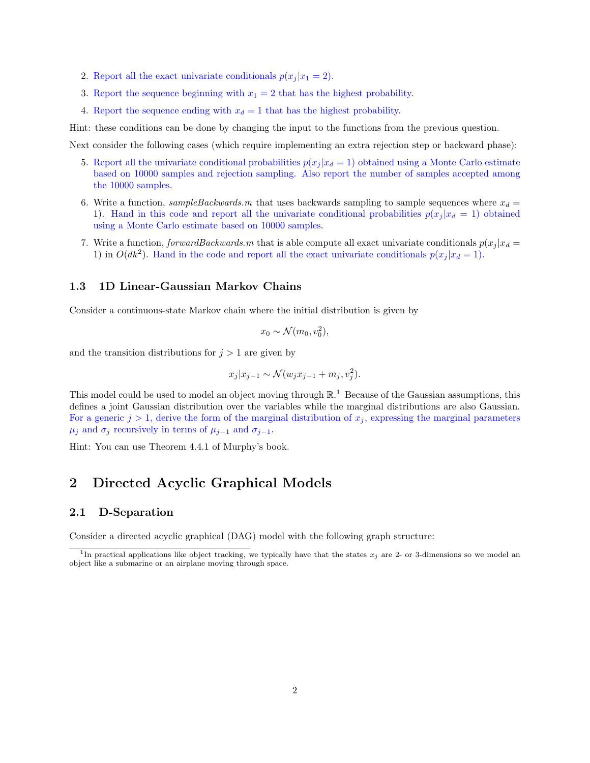2. Report all the exact univariate conditionals $p(x_j|x_1 = 2)$.
3. Report the sequence beginning with $x_1 = 2$ that has the highest probability.
4. Report the sequence ending with $x_d = 1$ that has the highest probability.

Hint: these conditions can be done by changing the input to the functions from the previous question.

Next consider the following cases (which require implementing an extra rejection step or backward phase):

5. Report all the univariate conditional probabilities $p(x_j|x_d = 1)$ obtained using a Monte Carlo estimate based on 10000 samples and rejection sampling. Also report the number of samples accepted among the 10000 samples.
6. Write a function, *sampleBackwards.m* that uses backwards sampling to sample sequences where $x_d = 1$). Hand in this code and report all the univariate conditional probabilities $p(x_j|x_d = 1)$ obtained using a Monte Carlo estimate based on 10000 samples.
7. Write a function, *forwardBackwards.m* that is able compute all exact univariate conditionals $p(x_j|x_d = 1)$ in $O(dk^2)$. Hand in the code and report all the exact univariate conditionals $p(x_j|x_d = 1)$.

### 1.3 1D Linear-Gaussian Markov Chains

Consider a continuous-state Markov chain where the initial distribution is given by

$$x_0 \sim \mathcal{N}(m_0, v_0^2),$$

and the transition distributions for $j > 1$ are given by

$$x_j|x_{j-1} \sim \mathcal{N}(w_j x_{j-1} + m_j, v_j^2).$$

This model could be used to model an object moving through $\mathbb{R}$.[1] Because of the Gaussian assumptions, this defines a joint Gaussian distribution over the variables while the marginal distributions are also Gaussian. For a generic $j > 1$, derive the form of the marginal distribution of $x_j$, expressing the marginal parameters $\mu_j$ and $\sigma_j$ recursively in terms of $\mu_{j-1}$ and $\sigma_{j-1}$.

Hint: You can use Theorem 4.4.1 of Murphy's book.

## 2 Directed Acyclic Graphical Models

### 2.1 D-Separation

Consider a directed acyclic graphical (DAG) model with the following graph structure:

[1] In practical applications like object tracking, we typically have that the states $x_j$ are 2- or 3-dimensions so we model an object like a submarine or an airplane moving through space.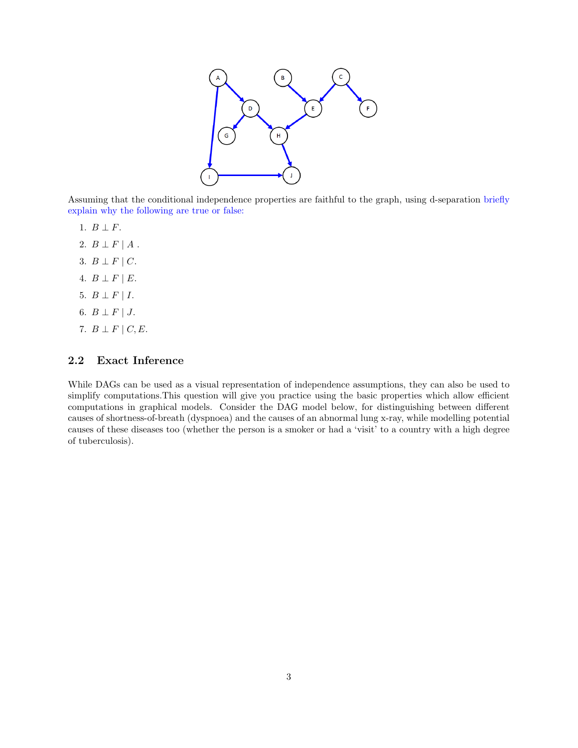Assuming that the conditional independence properties are faithful to the graph, using d-separation briefly explain why the following are true or false:

1. $B \perp F$.
2. $B \perp F \mid A$ .
3. $B \perp F \mid C$.
4. $B \perp F \mid E$.
5. $B \perp F \mid I$.
6. $B \perp F \mid J$.
7. $B \perp F \mid C, E$.

## 2.2 Exact Inference

While DAGs can be used as a visual representation of independence assumptions, they can also be used to simplify computations.This question will give you practice using the basic properties which allow efficient computations in graphical models. Consider the DAG model below, for distinguishing between different causes of shortness-of-breath (dyspnoea) and the causes of an abnormal lung x-ray, while modelling potential causes of these diseases too (whether the person is a smoker or had a 'visit' to a country with a high degree of tuberculosis).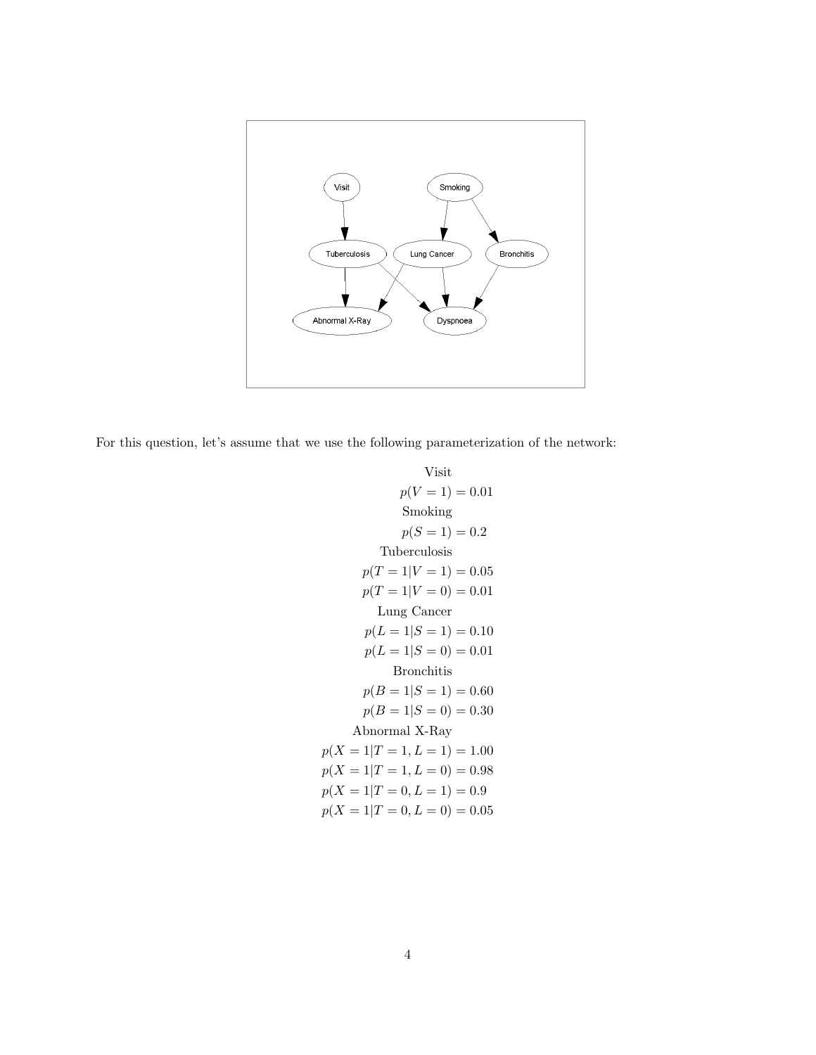For this question, let's assume that we use the following parameterization of the network:

Visit

$$p(V = 1) = 0.01$$

Smoking

$$p(S = 1) = 0.2$$

Tuberculosis

$$p(T = 1|V = 1) = 0.05$$
$$p(T = 1|V = 0) = 0.01$$

Lung Cancer

$$p(L = 1|S = 1) = 0.10$$
$$p(L = 1|S = 0) = 0.01$$

Bronchitis

$$p(B = 1|S = 1) = 0.60$$
$$p(B = 1|S = 0) = 0.30$$

Abnormal X-Ray

$$p(X = 1|T = 1, L = 1) = 1.00$$
$$p(X = 1|T = 1, L = 0) = 0.98$$
$$p(X = 1|T = 0, L = 1) = 0.9$$
$$p(X = 1|T = 0, L = 0) = 0.05$$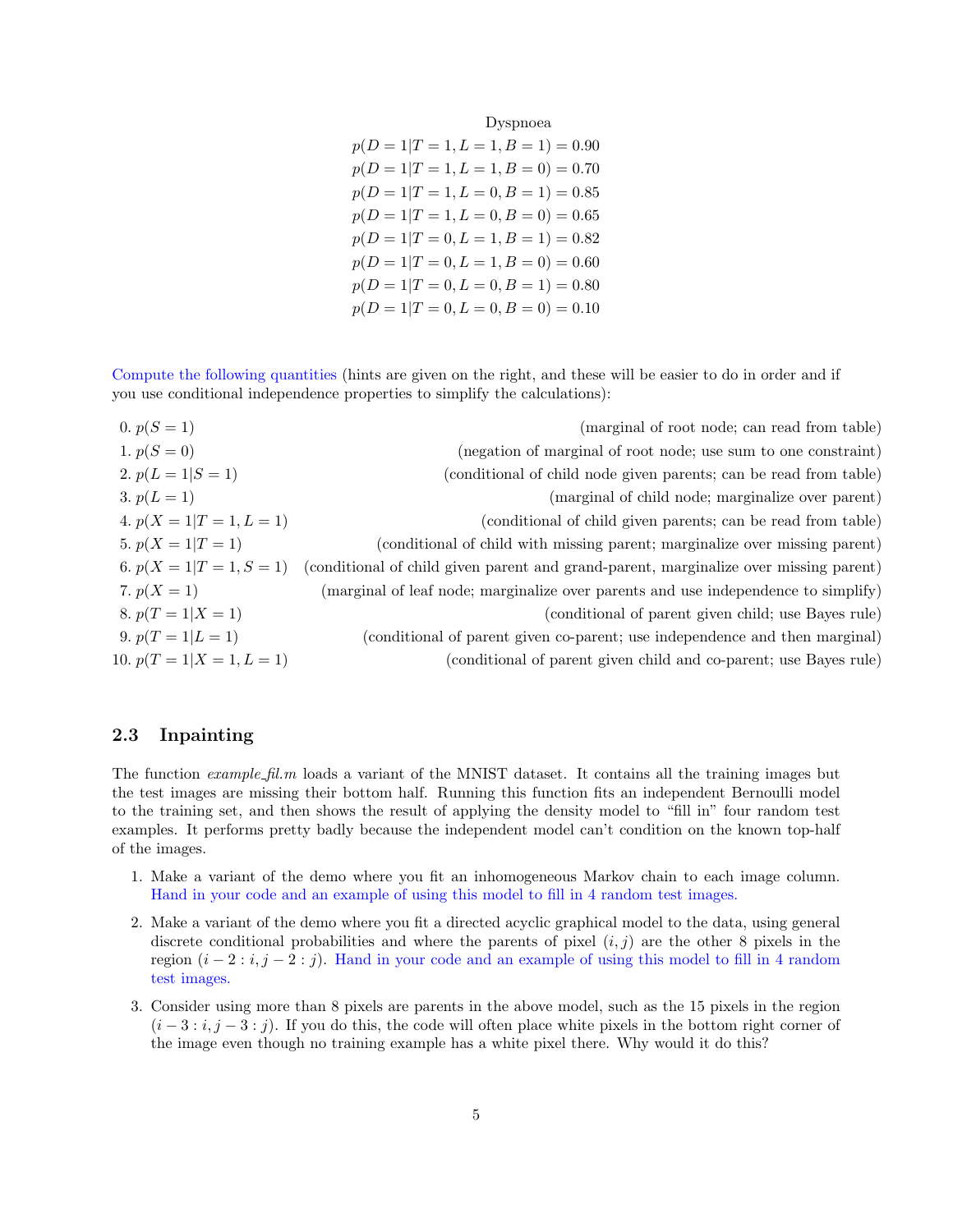Dyspnoea

$$p(D=1|T=1,L=1,B=1)=0.90$$
$$p(D=1|T=1,L=1,B=0)=0.70$$
$$p(D=1|T=1,L=0,B=1)=0.85$$
$$p(D=1|T=1,L=0,B=0)=0.65$$
$$p(D=1|T=0,L=1,B=1)=0.82$$
$$p(D=1|T=0,L=1,B=0)=0.60$$
$$p(D=1|T=0,L=0,B=1)=0.80$$
$$p(D=1|T=0,L=0,B=0)=0.10$$

Compute the following quantities (hints are given on the right, and these will be easier to do in order and if you use conditional independence properties to simplify the calculations):

0. $p(S=1)$ (marginal of root node; can read from table)
1. $p(S=0)$ (negation of marginal of root node; use sum to one constraint)
2. $p(L=1|S=1)$ (conditional of child node given parents; can be read from table)
3. $p(L=1)$ (marginal of child node; marginalize over parent)
4. $p(X=1|T=1,L=1)$ (conditional of child given parents; can be read from table)
5. $p(X=1|T=1)$ (conditional of child with missing parent; marginalize over missing parent)
6. $p(X=1|T=1,S=1)$ (conditional of child given parent and grand-parent, marginalize over missing parent)
7. $p(X=1)$ (marginal of leaf node; marginalize over parents and use independence to simplify)
8. $p(T=1|X=1)$ (conditional of parent given child; use Bayes rule)
9. $p(T=1|L=1)$ (conditional of parent given co-parent; use independence and then marginal)
10. $p(T=1|X=1,L=1)$ (conditional of parent given child and co-parent; use Bayes rule)

### 2.3 Inpainting

The function *example_fil.m* loads a variant of the MNIST dataset. It contains all the training images but the test images are missing their bottom half. Running this function fits an independent Bernoulli model to the training set, and then shows the result of applying the density model to "fill in" four random test examples. It performs pretty badly because the independent model can't condition on the known top-half of the images.

1. Make a variant of the demo where you fit an inhomogeneous Markov chain to each image column. Hand in your code and an example of using this model to fill in 4 random test images.
2. Make a variant of the demo where you fit a directed acyclic graphical model to the data, using general discrete conditional probabilities and where the parents of pixel $(i,j)$ are the other 8 pixels in the region $(i-2:i, j-2:j)$. Hand in your code and an example of using this model to fill in 4 random test images.
3. Consider using more than 8 pixels are parents in the above model, such as the 15 pixels in the region $(i-3:i, j-3:j)$. If you do this, the code will often place white pixels in the bottom right corner of the image even though no training example has a white pixel there. Why would it do this?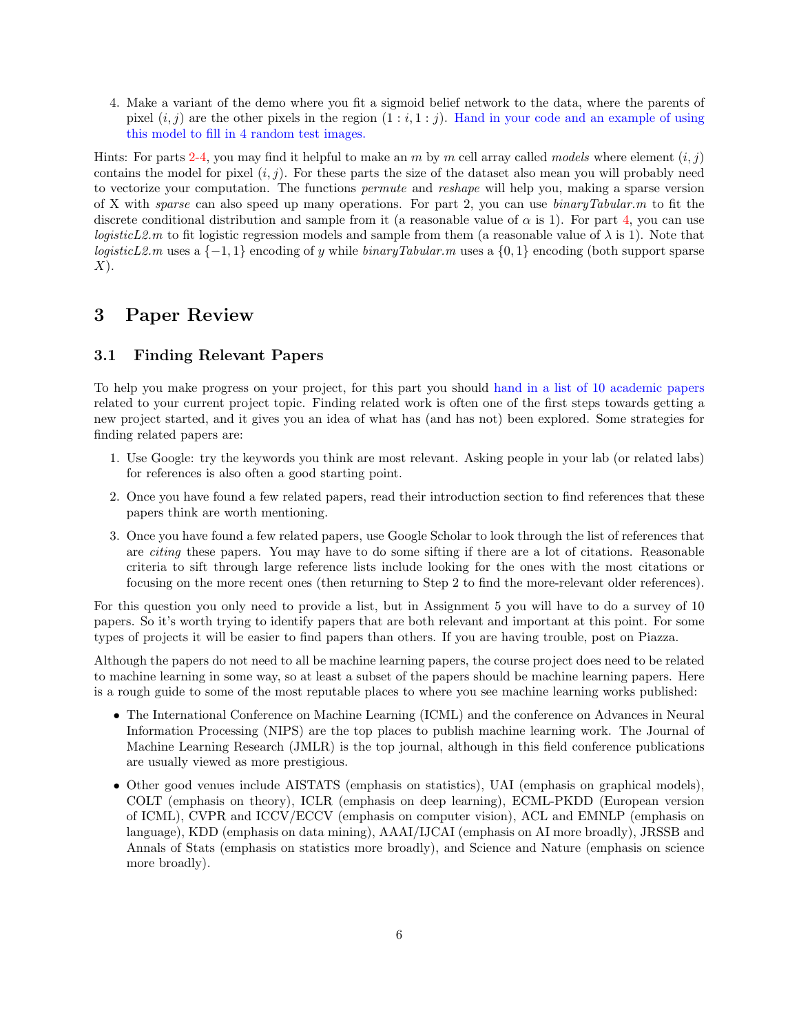4. Make a variant of the demo where you fit a sigmoid belief network to the data, where the parents of pixel $(i, j)$ are the other pixels in the region $(1 : i, 1 : j)$. Hand in your code and an example of using this model to fill in 4 random test images.

Hints: For parts 2-4, you may find it helpful to make an $m$ by $m$ cell array called *models* where element $(i, j)$ contains the model for pixel $(i, j)$. For these parts the size of the dataset also mean you will probably need to vectorize your computation. The functions *permute* and *reshape* will help you, making a sparse version of X with *sparse* can also speed up many operations. For part 2, you can use *binaryTabular.m* to fit the discrete conditional distribution and sample from it (a reasonable value of $\alpha$ is 1). For part 4, you can use *logisticL2.m* to fit logistic regression models and sample from them (a reasonable value of $\lambda$ is 1). Note that *logisticL2.m* uses a $\{-1, 1\}$ encoding of $y$ while *binaryTabular.m* uses a $\{0, 1\}$ encoding (both support sparse $X$).

## 3 Paper Review

### 3.1 Finding Relevant Papers

To help you make progress on your project, for this part you should hand in a list of 10 academic papers related to your current project topic. Finding related work is often one of the first steps towards getting a new project started, and it gives you an idea of what has (and has not) been explored. Some strategies for finding related papers are:

1. Use Google: try the keywords you think are most relevant. Asking people in your lab (or related labs) for references is also often a good starting point.

2. Once you have found a few related papers, read their introduction section to find references that these papers think are worth mentioning.

3. Once you have found a few related papers, use Google Scholar to look through the list of references that are *citing* these papers. You may have to do some sifting if there are a lot of citations. Reasonable criteria to sift through large reference lists include looking for the ones with the most citations or focusing on the more recent ones (then returning to Step 2 to find the more-relevant older references).

For this question you only need to provide a list, but in Assignment 5 you will have to do a survey of 10 papers. So it's worth trying to identify papers that are both relevant and important at this point. For some types of projects it will be easier to find papers than others. If you are having trouble, post on Piazza.

Although the papers do not need to all be machine learning papers, the course project does need to be related to machine learning in some way, so at least a subset of the papers should be machine learning papers. Here is a rough guide to some of the most reputable places to where you see machine learning works published:

- The International Conference on Machine Learning (ICML) and the conference on Advances in Neural Information Processing (NIPS) are the top places to publish machine learning work. The Journal of Machine Learning Research (JMLR) is the top journal, although in this field conference publications are usually viewed as more prestigious.

- Other good venues include AISTATS (emphasis on statistics), UAI (emphasis on graphical models), COLT (emphasis on theory), ICLR (emphasis on deep learning), ECML-PKDD (European version of ICML), CVPR and ICCV/ECCV (emphasis on computer vision), ACL and EMNLP (emphasis on language), KDD (emphasis on data mining), AAAI/IJCAI (emphasis on AI more broadly), JRSSB and Annals of Stats (emphasis on statistics more broadly), and Science and Nature (emphasis on science more broadly).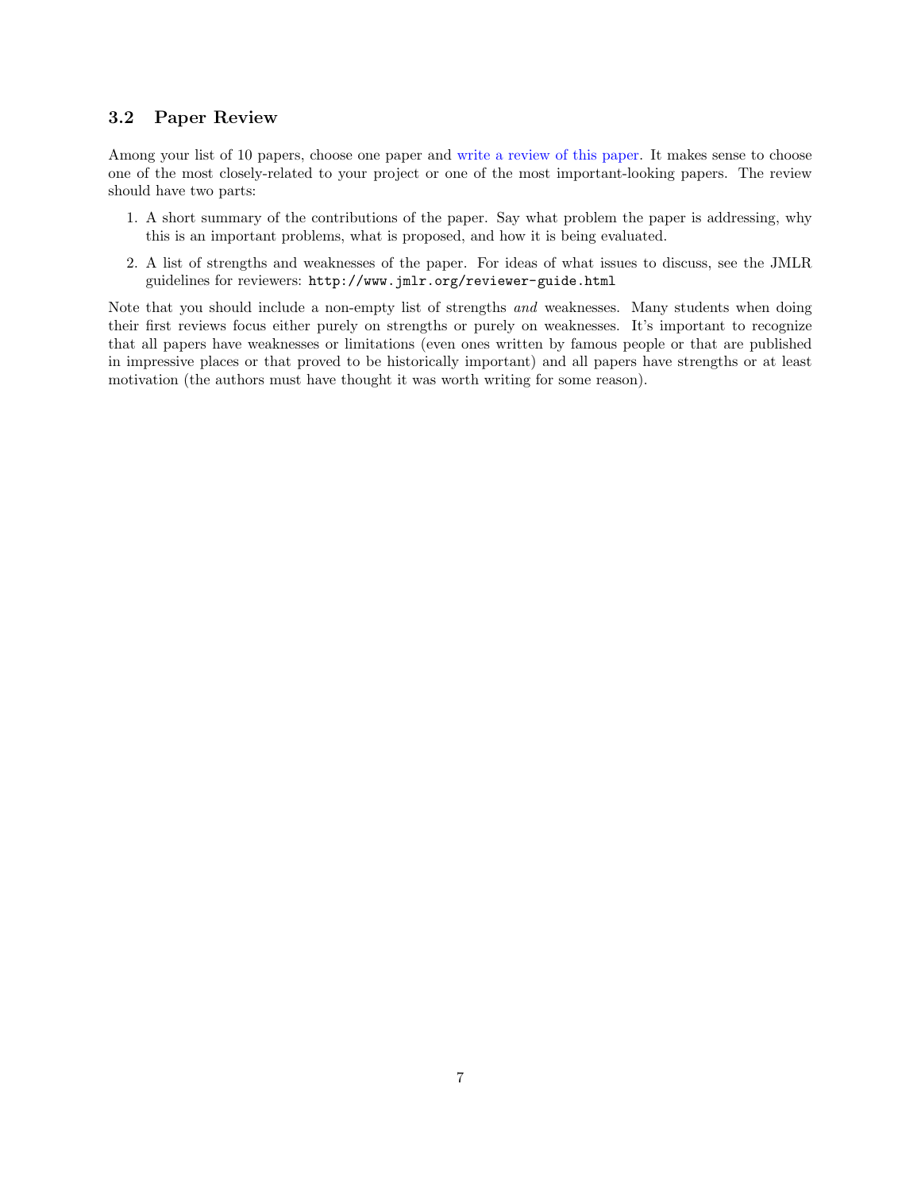### 3.2 Paper Review

Among your list of 10 papers, choose one paper and write a review of this paper. It makes sense to choose one of the most closely-related to your project or one of the most important-looking papers. The review should have two parts:

1. A short summary of the contributions of the paper. Say what problem the paper is addressing, why this is an important problems, what is proposed, and how it is being evaluated.
2. A list of strengths and weaknesses of the paper. For ideas of what issues to discuss, see the JMLR guidelines for reviewers: `http://www.jmlr.org/reviewer-guide.html`

Note that you should include a non-empty list of strengths *and* weaknesses. Many students when doing their first reviews focus either purely on strengths or purely on weaknesses. It's important to recognize that all papers have weaknesses or limitations (even ones written by famous people or that are published in impressive places or that proved to be historically important) and all papers have strengths or at least motivation (the authors must have thought it was worth writing for some reason).